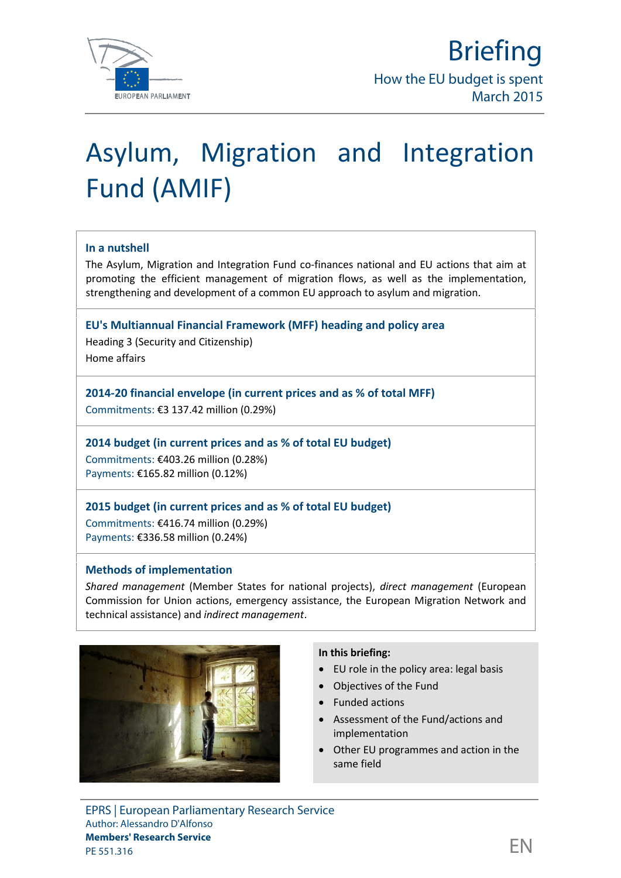Briefing

How the EU budget is spent
March 2015

# Asylum, Migration and Integration Fund (AMIF)

### In a nutshell

The Asylum, Migration and Integration Fund co-finances national and EU actions that aim at promoting the efficient management of migration flows, as well as the implementation, strengthening and development of a common EU approach to asylum and migration.

### EU's Multiannual Financial Framework (MFF) heading and policy area

Heading 3 (Security and Citizenship)
Home affairs

### 2014-20 financial envelope (in current prices and as % of total MFF)

Commitments: €3 137.42 million (0.29%)

### 2014 budget (in current prices and as % of total EU budget)

Commitments: €403.26 million (0.28%)
Payments: €165.82 million (0.12%)

### 2015 budget (in current prices and as % of total EU budget)

Commitments: €416.74 million (0.29%)
Payments: €336.58 million (0.24%)

### Methods of implementation

*Shared management* (Member States for national projects), *direct management* (European Commission for Union actions, emergency assistance, the European Migration Network and technical assistance) and *indirect management*.

**In this briefing:**

- EU role in the policy area: legal basis
- Objectives of the Fund
- Funded actions
- Assessment of the Fund/actions and implementation
- Other EU programmes and action in the same field

EPRS | European Parliamentary Research Service
Author: Alessandro D'Alfonso
**Members' Research Service**
PE 551.316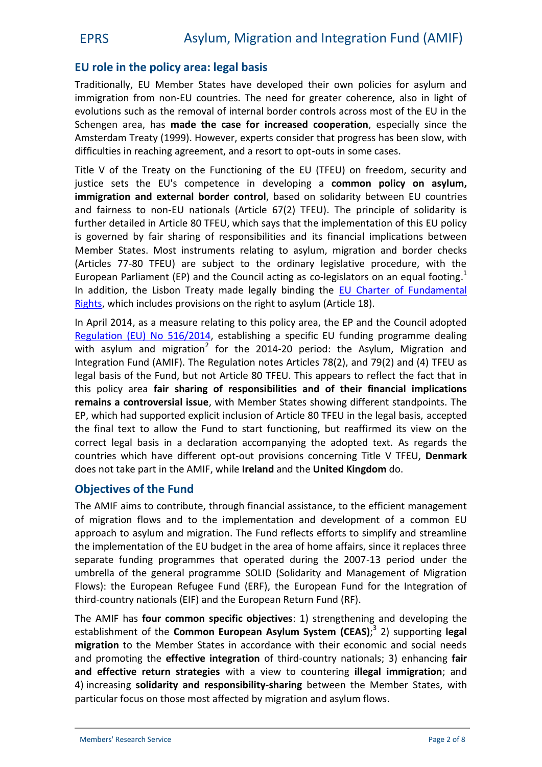## EU role in the policy area: legal basis

Traditionally, EU Member States have developed their own policies for asylum and immigration from non-EU countries. The need for greater coherence, also in light of evolutions such as the removal of internal border controls across most of the EU in the Schengen area, has **made the case for increased cooperation**, especially since the Amsterdam Treaty (1999). However, experts consider that progress has been slow, with difficulties in reaching agreement, and a resort to opt-outs in some cases.

Title V of the Treaty on the Functioning of the EU (TFEU) on freedom, security and justice sets the EU's competence in developing a **common policy on asylum, immigration and external border control**, based on solidarity between EU countries and fairness to non-EU nationals (Article 67(2) TFEU). The principle of solidarity is further detailed in Article 80 TFEU, which says that the implementation of this EU policy is governed by fair sharing of responsibilities and its financial implications between Member States. Most instruments relating to asylum, migration and border checks (Articles 77-80 TFEU) are subject to the ordinary legislative procedure, with the European Parliament (EP) and the Council acting as co-legislators on an equal footing.[1] In addition, the Lisbon Treaty made legally binding the EU Charter of Fundamental Rights, which includes provisions on the right to asylum (Article 18).

In April 2014, as a measure relating to this policy area, the EP and the Council adopted Regulation (EU) No 516/2014, establishing a specific EU funding programme dealing with asylum and migration[2] for the 2014-20 period: the Asylum, Migration and Integration Fund (AMIF). The Regulation notes Articles 78(2), and 79(2) and (4) TFEU as legal basis of the Fund, but not Article 80 TFEU. This appears to reflect the fact that in this policy area **fair sharing of responsibilities and of their financial implications remains a controversial issue**, with Member States showing different standpoints. The EP, which had supported explicit inclusion of Article 80 TFEU in the legal basis, accepted the final text to allow the Fund to start functioning, but reaffirmed its view on the correct legal basis in a declaration accompanying the adopted text. As regards the countries which have different opt-out provisions concerning Title V TFEU, **Denmark** does not take part in the AMIF, while **Ireland** and the **United Kingdom** do.

## Objectives of the Fund

The AMIF aims to contribute, through financial assistance, to the efficient management of migration flows and to the implementation and development of a common EU approach to asylum and migration. The Fund reflects efforts to simplify and streamline the implementation of the EU budget in the area of home affairs, since it replaces three separate funding programmes that operated during the 2007-13 period under the umbrella of the general programme SOLID (Solidarity and Management of Migration Flows): the European Refugee Fund (ERF), the European Fund for the Integration of third-country nationals (EIF) and the European Return Fund (RF).

The AMIF has **four common specific objectives**: 1) strengthening and developing the establishment of the **Common European Asylum System (CEAS)**;[3] 2) supporting **legal migration** to the Member States in accordance with their economic and social needs and promoting the **effective integration** of third-country nationals; 3) enhancing **fair and effective return strategies** with a view to countering **illegal immigration**; and 4) increasing **solidarity and responsibility-sharing** between the Member States, with particular focus on those most affected by migration and asylum flows.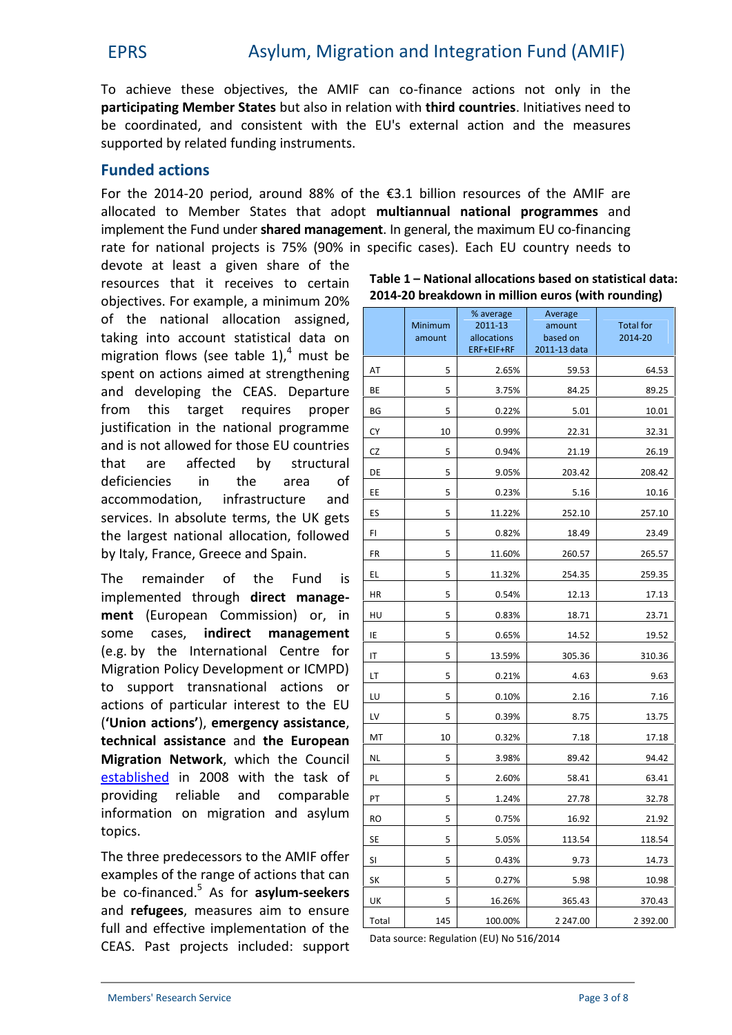To achieve these objectives, the AMIF can co-finance actions not only in the **participating Member States** but also in relation with **third countries**. Initiatives need to be coordinated, and consistent with the EU's external action and the measures supported by related funding instruments.

## Funded actions

For the 2014-20 period, around 88% of the €3.1 billion resources of the AMIF are allocated to Member States that adopt **multiannual national programmes** and implement the Fund under **shared management**. In general, the maximum EU co-financing rate for national projects is 75% (90% in specific cases). Each EU country needs to devote at least a given share of the resources that it receives to certain objectives. For example, a minimum 20% of the national allocation assigned, taking into account statistical data on migration flows (see table 1),[4] must be spent on actions aimed at strengthening and developing the CEAS. Departure from this target requires proper justification in the national programme and is not allowed for those EU countries that are affected by structural deficiencies in the area of accommodation, infrastructure and services. In absolute terms, the UK gets the largest national allocation, followed by Italy, France, Greece and Spain.

The remainder of the Fund is implemented through **direct management** (European Commission) or, in some cases, **indirect management** (e.g. by the International Centre for Migration Policy Development or ICMPD) to support transnational actions or actions of particular interest to the EU (**'Union actions'**), **emergency assistance**, **technical assistance** and **the European Migration Network**, which the Council established in 2008 with the task of providing reliable and comparable information on migration and asylum topics.

The three predecessors to the AMIF offer examples of the range of actions that can be co-financed.[5] As for **asylum-seekers** and **refugees**, measures aim to ensure full and effective implementation of the CEAS. Past projects included: support

**Table 1 – National allocations based on statistical data: 2014-20 breakdown in million euros (with rounding)**

| | Minimum amount | % average 2011-13 allocations ERF+EIF+RF | Average amount based on 2011-13 data | Total for 2014-20 |
|---|---|---|---|---|
| AT | 5 | 2.65% | 59.53 | 64.53 |
| BE | 5 | 3.75% | 84.25 | 89.25 |
| BG | 5 | 0.22% | 5.01 | 10.01 |
| CY | 10 | 0.99% | 22.31 | 32.31 |
| CZ | 5 | 0.94% | 21.19 | 26.19 |
| DE | 5 | 9.05% | 203.42 | 208.42 |
| EE | 5 | 0.23% | 5.16 | 10.16 |
| ES | 5 | 11.22% | 252.10 | 257.10 |
| FI | 5 | 0.82% | 18.49 | 23.49 |
| FR | 5 | 11.60% | 260.57 | 265.57 |
| EL | 5 | 11.32% | 254.35 | 259.35 |
| HR | 5 | 0.54% | 12.13 | 17.13 |
| HU | 5 | 0.83% | 18.71 | 23.71 |
| IE | 5 | 0.65% | 14.52 | 19.52 |
| IT | 5 | 13.59% | 305.36 | 310.36 |
| LT | 5 | 0.21% | 4.63 | 9.63 |
| LU | 5 | 0.10% | 2.16 | 7.16 |
| LV | 5 | 0.39% | 8.75 | 13.75 |
| MT | 10 | 0.32% | 7.18 | 17.18 |
| NL | 5 | 3.98% | 89.42 | 94.42 |
| PL | 5 | 2.60% | 58.41 | 63.41 |
| PT | 5 | 1.24% | 27.78 | 32.78 |
| RO | 5 | 0.75% | 16.92 | 21.92 |
| SE | 5 | 5.05% | 113.54 | 118.54 |
| SI | 5 | 0.43% | 9.73 | 14.73 |
| SK | 5 | 0.27% | 5.98 | 10.98 |
| UK | 5 | 16.26% | 365.43 | 370.43 |
| Total | 145 | 100.00% | 2 247.00 | 2 392.00 |

Data source: Regulation (EU) No 516/2014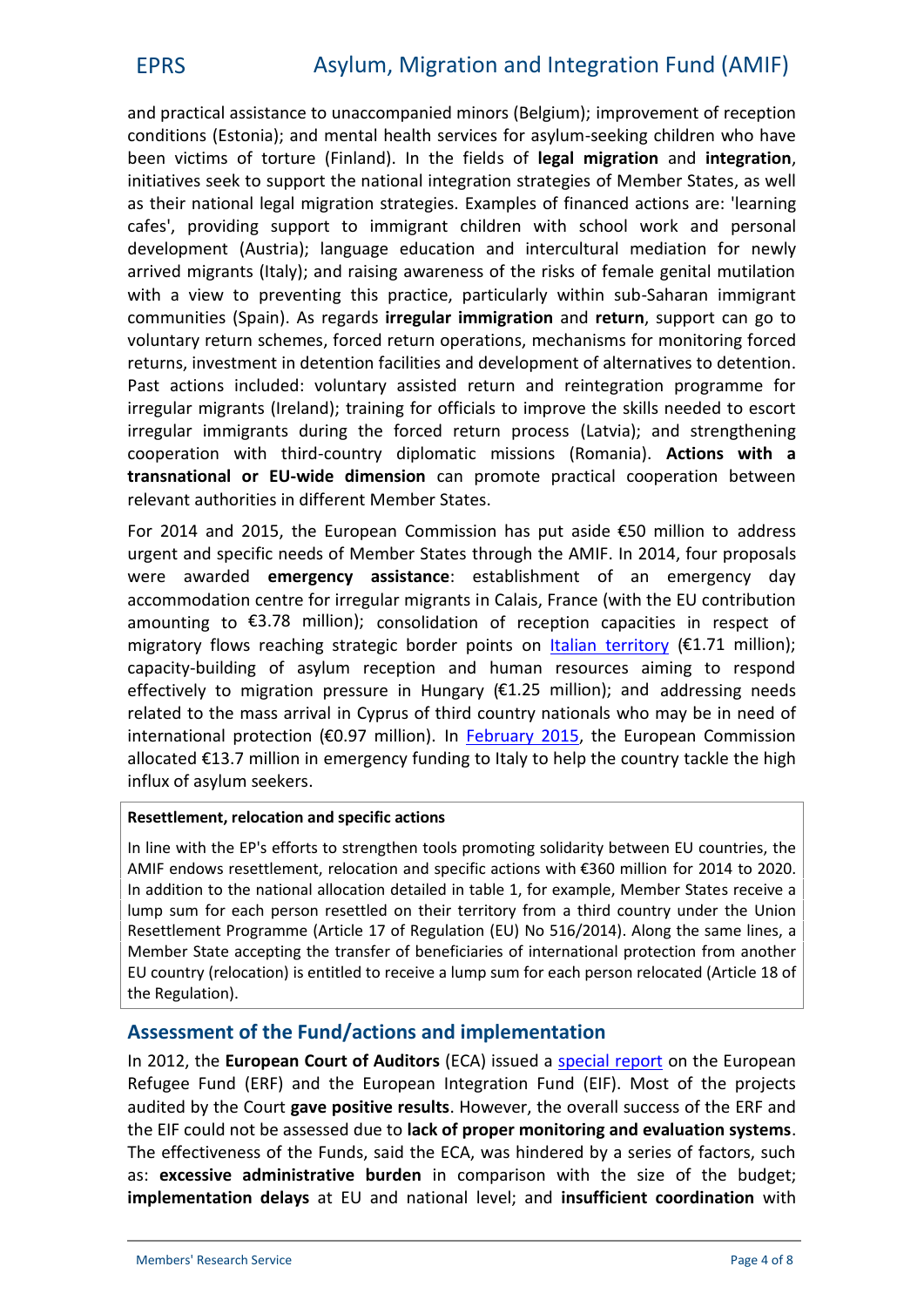and practical assistance to unaccompanied minors (Belgium); improvement of reception conditions (Estonia); and mental health services for asylum-seeking children who have been victims of torture (Finland). In the fields of **legal migration** and **integration**, initiatives seek to support the national integration strategies of Member States, as well as their national legal migration strategies. Examples of financed actions are: 'learning cafes', providing support to immigrant children with school work and personal development (Austria); language education and intercultural mediation for newly arrived migrants (Italy); and raising awareness of the risks of female genital mutilation with a view to preventing this practice, particularly within sub-Saharan immigrant communities (Spain). As regards **irregular immigration** and **return**, support can go to voluntary return schemes, forced return operations, mechanisms for monitoring forced returns, investment in detention facilities and development of alternatives to detention. Past actions included: voluntary assisted return and reintegration programme for irregular migrants (Ireland); training for officials to improve the skills needed to escort irregular immigrants during the forced return process (Latvia); and strengthening cooperation with third-country diplomatic missions (Romania). **Actions with a transnational or EU-wide dimension** can promote practical cooperation between relevant authorities in different Member States.

For 2014 and 2015, the European Commission has put aside €50 million to address urgent and specific needs of Member States through the AMIF. In 2014, four proposals were awarded **emergency assistance**: establishment of an emergency day accommodation centre for irregular migrants in Calais, France (with the EU contribution amounting to €3.78 million); consolidation of reception capacities in respect of migratory flows reaching strategic border points on Italian territory (€1.71 million); capacity-building of asylum reception and human resources aiming to respond effectively to migration pressure in Hungary (€1.25 million); and addressing needs related to the mass arrival in Cyprus of third country nationals who may be in need of international protection (€0.97 million). In February 2015, the European Commission allocated €13.7 million in emergency funding to Italy to help the country tackle the high influx of asylum seekers.

**Resettlement, relocation and specific actions**

In line with the EP's efforts to strengthen tools promoting solidarity between EU countries, the AMIF endows resettlement, relocation and specific actions with €360 million for 2014 to 2020. In addition to the national allocation detailed in table 1, for example, Member States receive a lump sum for each person resettled on their territory from a third country under the Union Resettlement Programme (Article 17 of Regulation (EU) No 516/2014). Along the same lines, a Member State accepting the transfer of beneficiaries of international protection from another EU country (relocation) is entitled to receive a lump sum for each person relocated (Article 18 of the Regulation).

## Assessment of the Fund/actions and implementation

In 2012, the **European Court of Auditors** (ECA) issued a special report on the European Refugee Fund (ERF) and the European Integration Fund (EIF). Most of the projects audited by the Court **gave positive results**. However, the overall success of the ERF and the EIF could not be assessed due to **lack of proper monitoring and evaluation systems**. The effectiveness of the Funds, said the ECA, was hindered by a series of factors, such as: **excessive administrative burden** in comparison with the size of the budget; **implementation delays** at EU and national level; and **insufficient coordination** with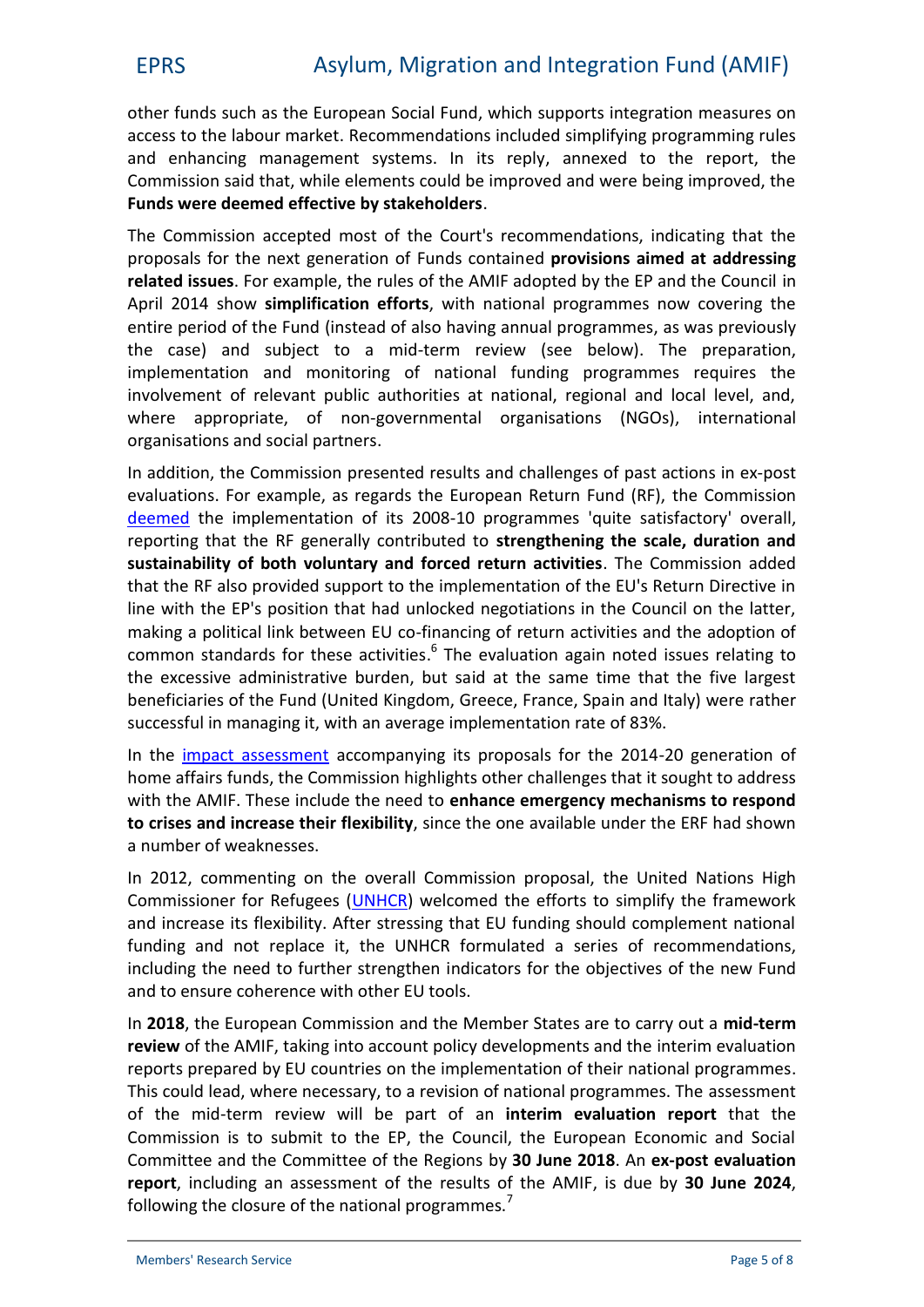other funds such as the European Social Fund, which supports integration measures on access to the labour market. Recommendations included simplifying programming rules and enhancing management systems. In its reply, annexed to the report, the Commission said that, while elements could be improved and were being improved, the **Funds were deemed effective by stakeholders**.

The Commission accepted most of the Court's recommendations, indicating that the proposals for the next generation of Funds contained **provisions aimed at addressing related issues**. For example, the rules of the AMIF adopted by the EP and the Council in April 2014 show **simplification efforts**, with national programmes now covering the entire period of the Fund (instead of also having annual programmes, as was previously the case) and subject to a mid-term review (see below). The preparation, implementation and monitoring of national funding programmes requires the involvement of relevant public authorities at national, regional and local level, and, where appropriate, of non-governmental organisations (NGOs), international organisations and social partners.

In addition, the Commission presented results and challenges of past actions in ex-post evaluations. For example, as regards the European Return Fund (RF), the Commission deemed the implementation of its 2008-10 programmes 'quite satisfactory' overall, reporting that the RF generally contributed to **strengthening the scale, duration and sustainability of both voluntary and forced return activities**. The Commission added that the RF also provided support to the implementation of the EU's Return Directive in line with the EP's position that had unlocked negotiations in the Council on the latter, making a political link between EU co-financing of return activities and the adoption of common standards for these activities.[6] The evaluation again noted issues relating to the excessive administrative burden, but said at the same time that the five largest beneficiaries of the Fund (United Kingdom, Greece, France, Spain and Italy) were rather successful in managing it, with an average implementation rate of 83%.

In the impact assessment accompanying its proposals for the 2014-20 generation of home affairs funds, the Commission highlights other challenges that it sought to address with the AMIF. These include the need to **enhance emergency mechanisms to respond to crises and increase their flexibility**, since the one available under the ERF had shown a number of weaknesses.

In 2012, commenting on the overall Commission proposal, the United Nations High Commissioner for Refugees (UNHCR) welcomed the efforts to simplify the framework and increase its flexibility. After stressing that EU funding should complement national funding and not replace it, the UNHCR formulated a series of recommendations, including the need to further strengthen indicators for the objectives of the new Fund and to ensure coherence with other EU tools.

In **2018**, the European Commission and the Member States are to carry out a **mid-term review** of the AMIF, taking into account policy developments and the interim evaluation reports prepared by EU countries on the implementation of their national programmes. This could lead, where necessary, to a revision of national programmes. The assessment of the mid-term review will be part of an **interim evaluation report** that the Commission is to submit to the EP, the Council, the European Economic and Social Committee and the Committee of the Regions by **30 June 2018**. An **ex-post evaluation report**, including an assessment of the results of the AMIF, is due by **30 June 2024**, following the closure of the national programmes.[7]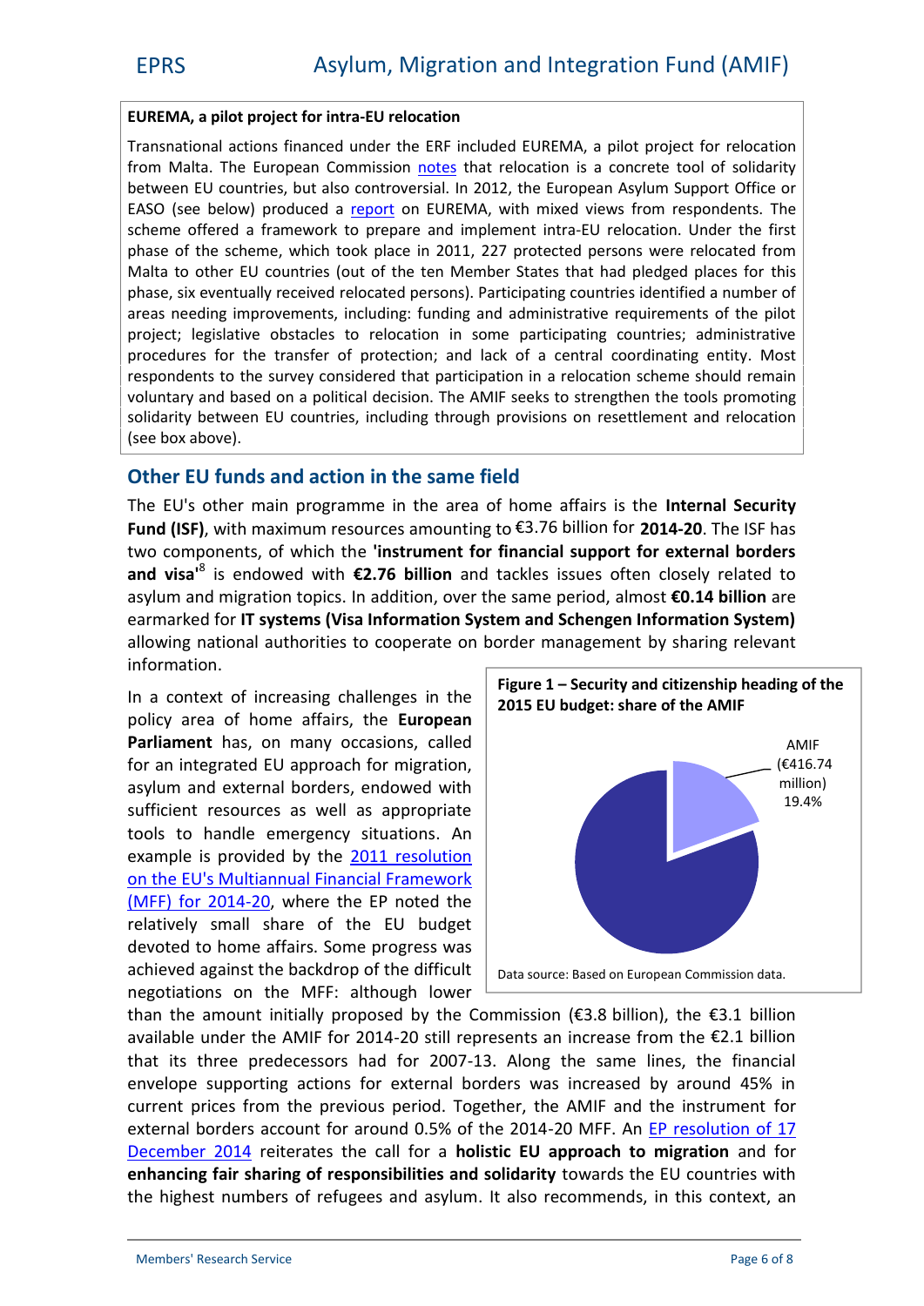**EUREMA, a pilot project for intra-EU relocation**

Transnational actions financed under the ERF included EUREMA, a pilot project for relocation from Malta. The European Commission notes that relocation is a concrete tool of solidarity between EU countries, but also controversial. In 2012, the European Asylum Support Office or EASO (see below) produced a report on EUREMA, with mixed views from respondents. The scheme offered a framework to prepare and implement intra-EU relocation. Under the first phase of the scheme, which took place in 2011, 227 protected persons were relocated from Malta to other EU countries (out of the ten Member States that had pledged places for this phase, six eventually received relocated persons). Participating countries identified a number of areas needing improvements, including: funding and administrative requirements of the pilot project; legislative obstacles to relocation in some participating countries; administrative procedures for the transfer of protection; and lack of a central coordinating entity. Most respondents to the survey considered that participation in a relocation scheme should remain voluntary and based on a political decision. The AMIF seeks to strengthen the tools promoting solidarity between EU countries, including through provisions on resettlement and relocation (see box above).

## Other EU funds and action in the same field

The EU's other main programme in the area of home affairs is the **Internal Security Fund (ISF)**, with maximum resources amounting to €3.76 billion for **2014-20**. The ISF has two components, of which the **'instrument for financial support for external borders and visa'**[8] is endowed with **€2.76 billion** and tackles issues often closely related to asylum and migration topics. In addition, over the same period, almost **€0.14 billion** are earmarked for **IT systems (Visa Information System and Schengen Information System)** allowing national authorities to cooperate on border management by sharing relevant information.

In a context of increasing challenges in the policy area of home affairs, the **European Parliament** has, on many occasions, called for an integrated EU approach for migration, asylum and external borders, endowed with sufficient resources as well as appropriate tools to handle emergency situations. An example is provided by the 2011 resolution on the EU's Multiannual Financial Framework (MFF) for 2014-20, where the EP noted the relatively small share of the EU budget devoted to home affairs. Some progress was achieved against the backdrop of the difficult negotiations on the MFF: although lower than the amount initially proposed by the Commission (€3.8 billion), the €3.1 billion available under the AMIF for 2014-20 still represents an increase from the €2.1 billion that its three predecessors had for 2007-13. Along the same lines, the financial envelope supporting actions for external borders was increased by around 45% in current prices from the previous period. Together, the AMIF and the instrument for external borders account for around 0.5% of the 2014-20 MFF. An EP resolution of 17 December 2014 reiterates the call for a **holistic EU approach to migration** and for **enhancing fair sharing of responsibilities and solidarity** towards the EU countries with the highest numbers of refugees and asylum. It also recommends, in this context, an

**Figure 1 – Security and citizenship heading of the 2015 EU budget: share of the AMIF**

AMIF
(€416.74 million)
19.4%

Data source: Based on European Commission data.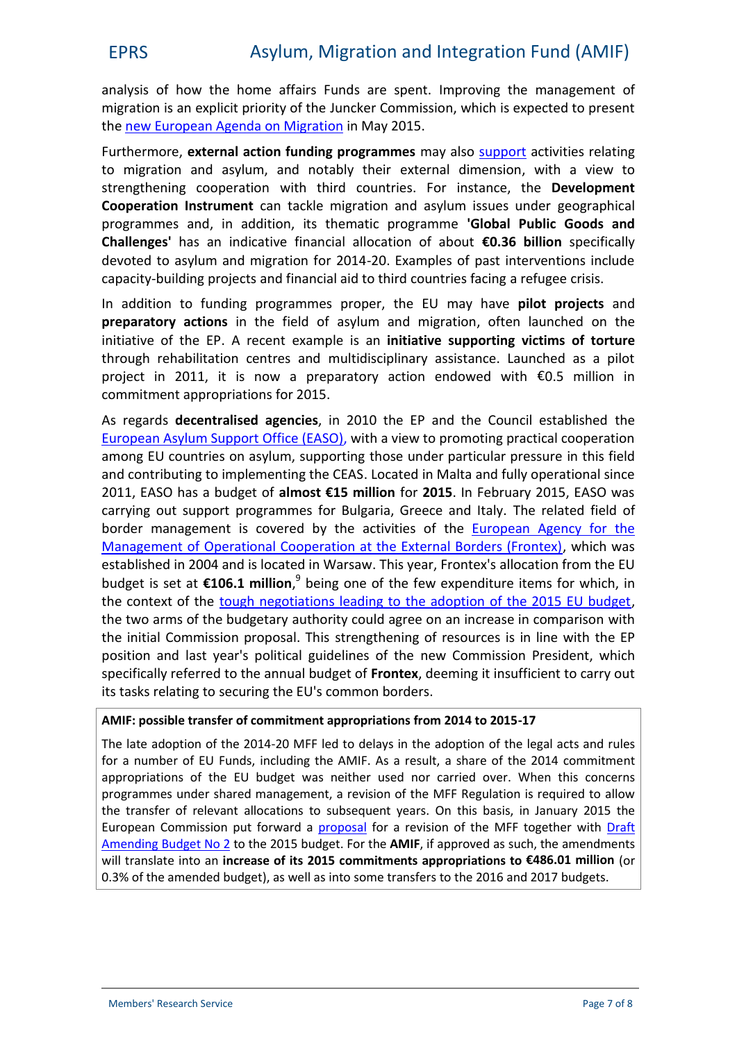analysis of how the home affairs Funds are spent. Improving the management of migration is an explicit priority of the Juncker Commission, which is expected to present the new European Agenda on Migration in May 2015.

Furthermore, **external action funding programmes** may also support activities relating to migration and asylum, and notably their external dimension, with a view to strengthening cooperation with third countries. For instance, the **Development Cooperation Instrument** can tackle migration and asylum issues under geographical programmes and, in addition, its thematic programme **'Global Public Goods and Challenges'** has an indicative financial allocation of about **€0.36 billion** specifically devoted to asylum and migration for 2014-20. Examples of past interventions include capacity-building projects and financial aid to third countries facing a refugee crisis.

In addition to funding programmes proper, the EU may have **pilot projects** and **preparatory actions** in the field of asylum and migration, often launched on the initiative of the EP. A recent example is an **initiative supporting victims of torture** through rehabilitation centres and multidisciplinary assistance. Launched as a pilot project in 2011, it is now a preparatory action endowed with €0.5 million in commitment appropriations for 2015.

As regards **decentralised agencies**, in 2010 the EP and the Council established the European Asylum Support Office (EASO), with a view to promoting practical cooperation among EU countries on asylum, supporting those under particular pressure in this field and contributing to implementing the CEAS. Located in Malta and fully operational since 2011, EASO has a budget of **almost €15 million** for **2015**. In February 2015, EASO was carrying out support programmes for Bulgaria, Greece and Italy. The related field of border management is covered by the activities of the European Agency for the Management of Operational Cooperation at the External Borders (Frontex), which was established in 2004 and is located in Warsaw. This year, Frontex's allocation from the EU budget is set at **€106.1 million**,[9] being one of the few expenditure items for which, in the context of the tough negotiations leading to the adoption of the 2015 EU budget, the two arms of the budgetary authority could agree on an increase in comparison with the initial Commission proposal. This strengthening of resources is in line with the EP position and last year's political guidelines of the new Commission President, which specifically referred to the annual budget of **Frontex**, deeming it insufficient to carry out its tasks relating to securing the EU's common borders.

**AMIF: possible transfer of commitment appropriations from 2014 to 2015-17**

The late adoption of the 2014-20 MFF led to delays in the adoption of the legal acts and rules for a number of EU Funds, including the AMIF. As a result, a share of the 2014 commitment appropriations of the EU budget was neither used nor carried over. When this concerns programmes under shared management, a revision of the MFF Regulation is required to allow the transfer of relevant allocations to subsequent years. On this basis, in January 2015 the European Commission put forward a proposal for a revision of the MFF together with Draft Amending Budget No 2 to the 2015 budget. For the **AMIF**, if approved as such, the amendments will translate into an **increase of its 2015 commitments appropriations to €486.01 million** (or 0.3% of the amended budget), as well as into some transfers to the 2016 and 2017 budgets.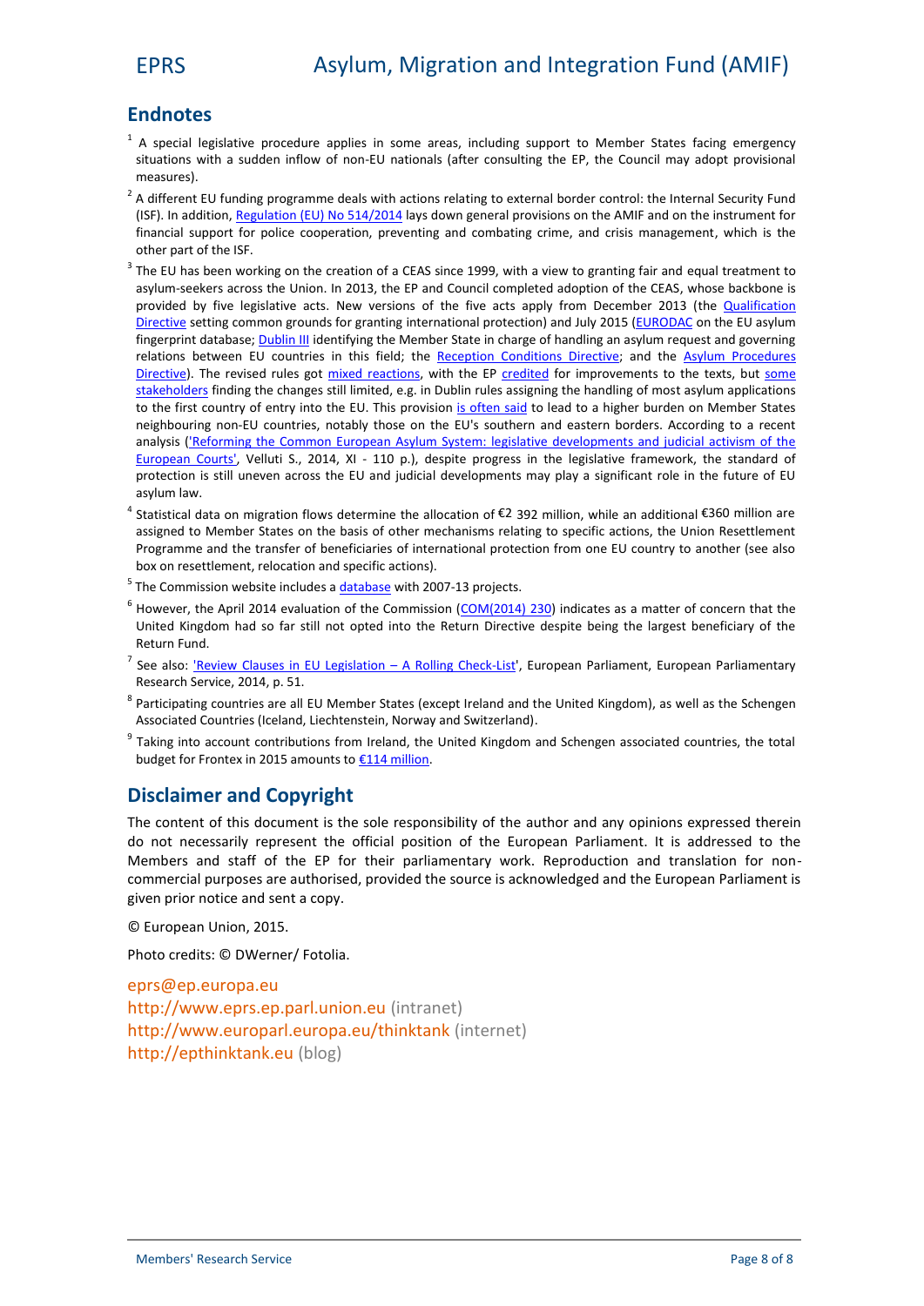## Endnotes

[1] A special legislative procedure applies in some areas, including support to Member States facing emergency situations with a sudden inflow of non-EU nationals (after consulting the EP, the Council may adopt provisional measures).

[2] A different EU funding programme deals with actions relating to external border control: the Internal Security Fund (ISF). In addition, Regulation (EU) No 514/2014 lays down general provisions on the AMIF and on the instrument for financial support for police cooperation, preventing and combating crime, and crisis management, which is the other part of the ISF.

[3] The EU has been working on the creation of a CEAS since 1999, with a view to granting fair and equal treatment to asylum-seekers across the Union. In 2013, the EP and Council completed adoption of the CEAS, whose backbone is provided by five legislative acts. New versions of the five acts apply from December 2013 (the Qualification Directive setting common grounds for granting international protection) and July 2015 (EURODAC on the EU asylum fingerprint database; Dublin III identifying the Member State in charge of handling an asylum request and governing relations between EU countries in this field; the Reception Conditions Directive; and the Asylum Procedures Directive). The revised rules got mixed reactions, with the EP credited for improvements to the texts, but some stakeholders finding the changes still limited, e.g. in Dublin rules assigning the handling of most asylum applications to the first country of entry into the EU. This provision is often said to lead to a higher burden on Member States neighbouring non-EU countries, notably those on the EU's southern and eastern borders. According to a recent analysis ('Reforming the Common European Asylum System: legislative developments and judicial activism of the European Courts', Velluti S., 2014, XI - 110 p.), despite progress in the legislative framework, the standard of protection is still uneven across the EU and judicial developments may play a significant role in the future of EU asylum law.

[4] Statistical data on migration flows determine the allocation of €2 392 million, while an additional €360 million are assigned to Member States on the basis of other mechanisms relating to specific actions, the Union Resettlement Programme and the transfer of beneficiaries of international protection from one EU country to another (see also box on resettlement, relocation and specific actions).

[5] The Commission website includes a database with 2007-13 projects.

[6] However, the April 2014 evaluation of the Commission (COM(2014) 230) indicates as a matter of concern that the United Kingdom had so far still not opted into the Return Directive despite being the largest beneficiary of the Return Fund.

[7] See also: 'Review Clauses in EU Legislation – A Rolling Check-List', European Parliament, European Parliamentary Research Service, 2014, p. 51.

[8] Participating countries are all EU Member States (except Ireland and the United Kingdom), as well as the Schengen Associated Countries (Iceland, Liechtenstein, Norway and Switzerland).

[9] Taking into account contributions from Ireland, the United Kingdom and Schengen associated countries, the total budget for Frontex in 2015 amounts to €114 million.

## Disclaimer and Copyright

The content of this document is the sole responsibility of the author and any opinions expressed therein do not necessarily represent the official position of the European Parliament. It is addressed to the Members and staff of the EP for their parliamentary work. Reproduction and translation for non-commercial purposes are authorised, provided the source is acknowledged and the European Parliament is given prior notice and sent a copy.

© European Union, 2015.

Photo credits: © DWerner/ Fotolia.

eprs@ep.europa.eu
http://www.eprs.ep.parl.union.eu (intranet)
http://www.europarl.europa.eu/thinktank (internet)
http://epthinktank.eu (blog)